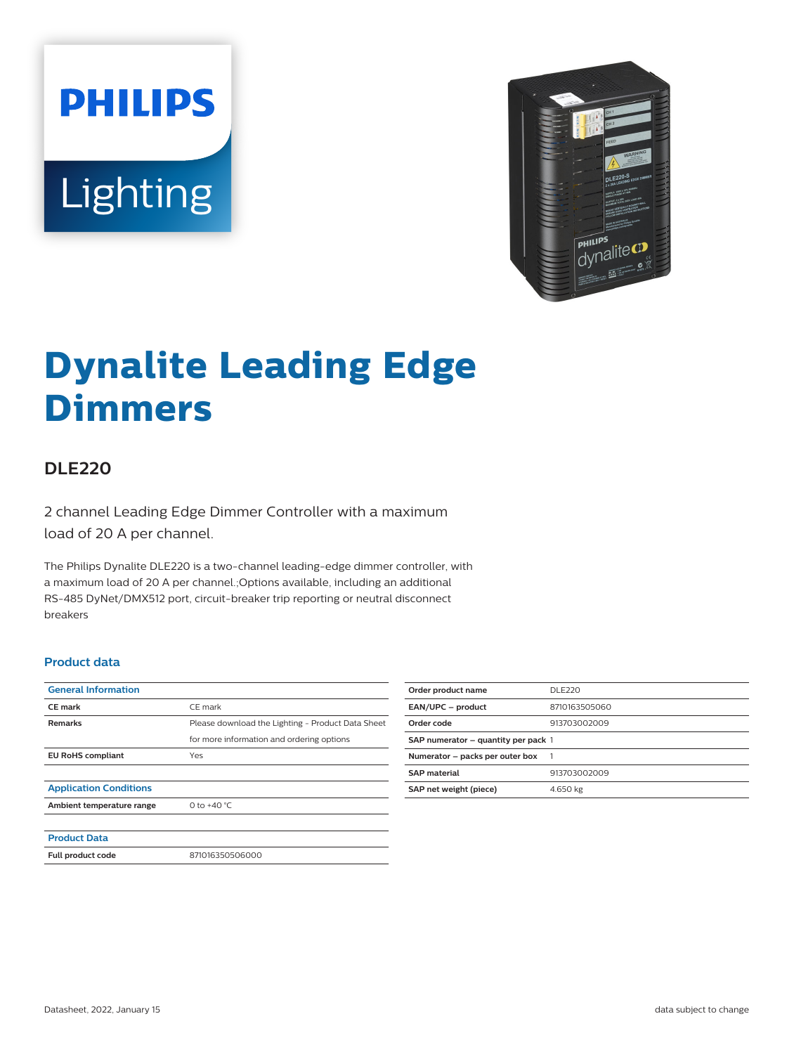# Dynalite Leading Edge Dimmers

## DLE220

2 channel Leading Edge Dimmer Controller with a maximum load of 20 A per channel.

The Philips Dynalite DLE220 is a two-channel leading-edge dimmer controller, with a maximum load of 20 A per channel.;Options available, including an additional RS-485 DyNet/DMX512 port, circuit-breaker trip reporting or neutral disconnect breakers

### Product data

| General Information | |
|---|---|
| CE mark | CE mark |
| Remarks | Please download the Lighting - Product Data Sheet for more information and ordering options |
| EU RoHS compliant | Yes |

| Application Conditions | |
|---|---|
| Ambient temperature range | 0 to +40 °C |

| Product Data | |
|---|---|
| Full product code | 871016350506000 |

| | |
|---|---|
| Order product name | DLE220 |
| EAN/UPC – product | 8710163505060 |
| Order code | 913703002009 |
| SAP numerator – quantity per pack | 1 |
| Numerator – packs per outer box | 1 |
| SAP material | 913703002009 |
| SAP net weight (piece) | 4.650 kg |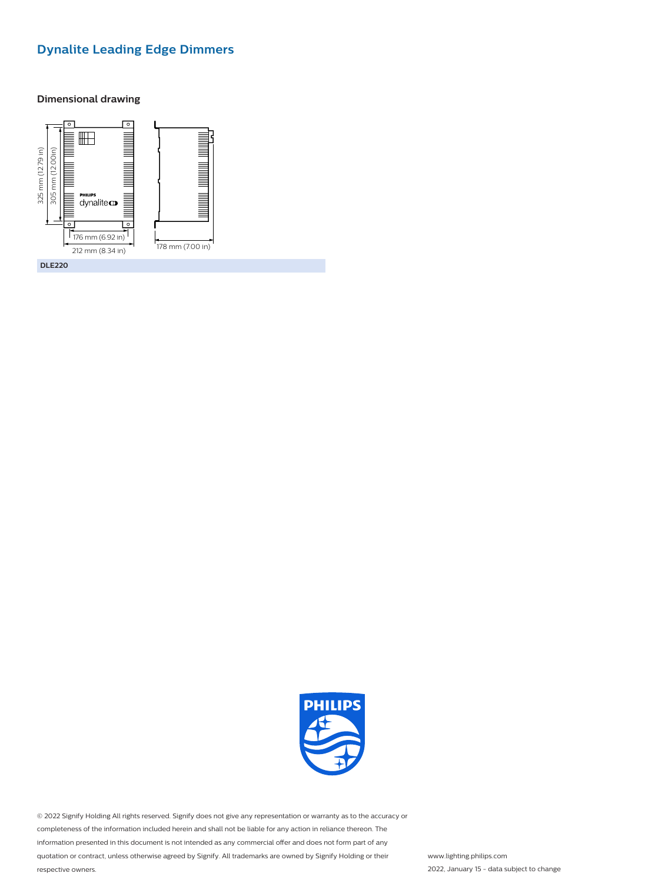# Dynalite Leading Edge Dimmers

## Dimensional drawing

325 mm (12.79 in)
305 mm (12.00in)
176 mm (6.92 in)
212 mm (8.34 in)
178 mm (7.00 in)

**DLE220**

© 2022 Signify Holding All rights reserved. Signify does not give any representation or warranty as to the accuracy or completeness of the information included herein and shall not be liable for any action in reliance thereon. The information presented in this document is not intended as any commercial offer and does not form part of any quotation or contract, unless otherwise agreed by Signify. All trademarks are owned by Signify Holding or their respective owners.

www.lighting.philips.com

2022, January 15 - data subject to change